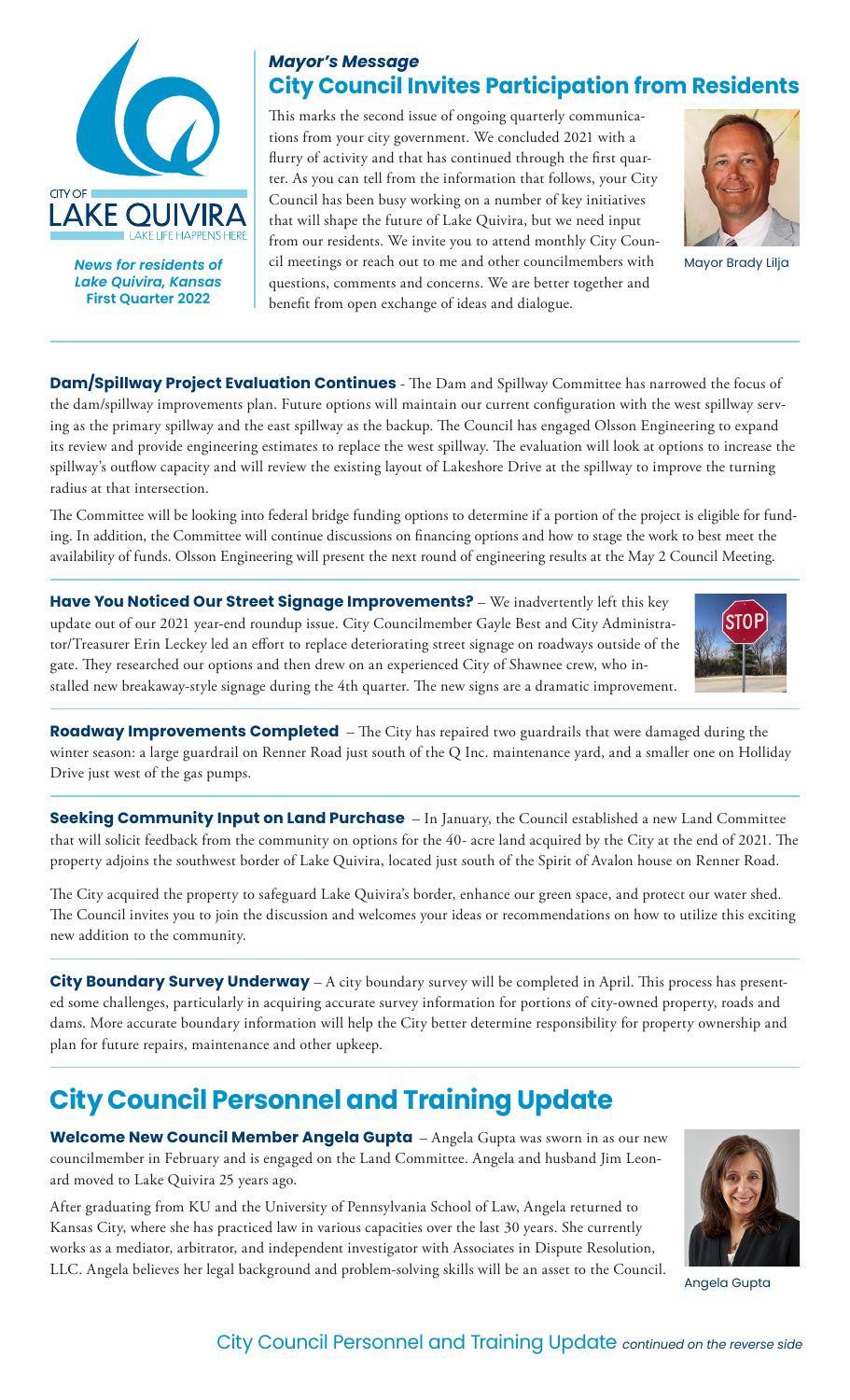CITY OF
LAKE QUIVIRA
LAKE LIFE HAPPENS HERE

*News for residents of Lake Quivira, Kansas*
**First Quarter 2022**

## *Mayor's Message*
## City Council Invites Participation from Residents

This marks the second issue of ongoing quarterly communications from your city government. We concluded 2021 with a flurry of activity and that has continued through the first quarter. As you can tell from the information that follows, your City Council has been busy working on a number of key initiatives that will shape the future of Lake Quivira, but we need input from our residents. We invite you to attend monthly City Council meetings or reach out to me and other councilmembers with questions, comments and concerns. We are better together and benefit from open exchange of ideas and dialogue.

Mayor Brady Lilja

**Dam/Spillway Project Evaluation Continues** - The Dam and Spillway Committee has narrowed the focus of the dam/spillway improvements plan. Future options will maintain our current configuration with the west spillway serving as the primary spillway and the east spillway as the backup. The Council has engaged Olsson Engineering to expand its review and provide engineering estimates to replace the west spillway. The evaluation will look at options to increase the spillway's outflow capacity and will review the existing layout of Lakeshore Drive at the spillway to improve the turning radius at that intersection.

The Committee will be looking into federal bridge funding options to determine if a portion of the project is eligible for funding. In addition, the Committee will continue discussions on financing options and how to stage the work to best meet the availability of funds. Olsson Engineering will present the next round of engineering results at the May 2 Council Meeting.

**Have You Noticed Our Street Signage Improvements?** – We inadvertently left this key update out of our 2021 year-end roundup issue. City Councilmember Gayle Best and City Administrator/Treasurer Erin Leckey led an effort to replace deteriorating street signage on roadways outside of the gate. They researched our options and then drew on an experienced City of Shawnee crew, who installed new breakaway-style signage during the 4th quarter. The new signs are a dramatic improvement.

**Roadway Improvements Completed** – The City has repaired two guardrails that were damaged during the winter season: a large guardrail on Renner Road just south of the Q Inc. maintenance yard, and a smaller one on Holliday Drive just west of the gas pumps.

**Seeking Community Input on Land Purchase** – In January, the Council established a new Land Committee that will solicit feedback from the community on options for the 40- acre land acquired by the City at the end of 2021. The property adjoins the southwest border of Lake Quivira, located just south of the Spirit of Avalon house on Renner Road.

The City acquired the property to safeguard Lake Quivira's border, enhance our green space, and protect our water shed. The Council invites you to join the discussion and welcomes your ideas or recommendations on how to utilize this exciting new addition to the community.

**City Boundary Survey Underway** – A city boundary survey will be completed in April. This process has presented some challenges, particularly in acquiring accurate survey information for portions of city-owned property, roads and dams. More accurate boundary information will help the City better determine responsibility for property ownership and plan for future repairs, maintenance and other upkeep.

# City Council Personnel and Training Update

**Welcome New Council Member Angela Gupta** – Angela Gupta was sworn in as our new councilmember in February and is engaged on the Land Committee. Angela and husband Jim Leonard moved to Lake Quivira 25 years ago.

After graduating from KU and the University of Pennsylvania School of Law, Angela returned to Kansas City, where she has practiced law in various capacities over the last 30 years. She currently works as a mediator, arbitrator, and independent investigator with Associates in Dispute Resolution, LLC. Angela believes her legal background and problem-solving skills will be an asset to the Council.

Angela Gupta

City Council Personnel and Training Update *continued on the reverse side*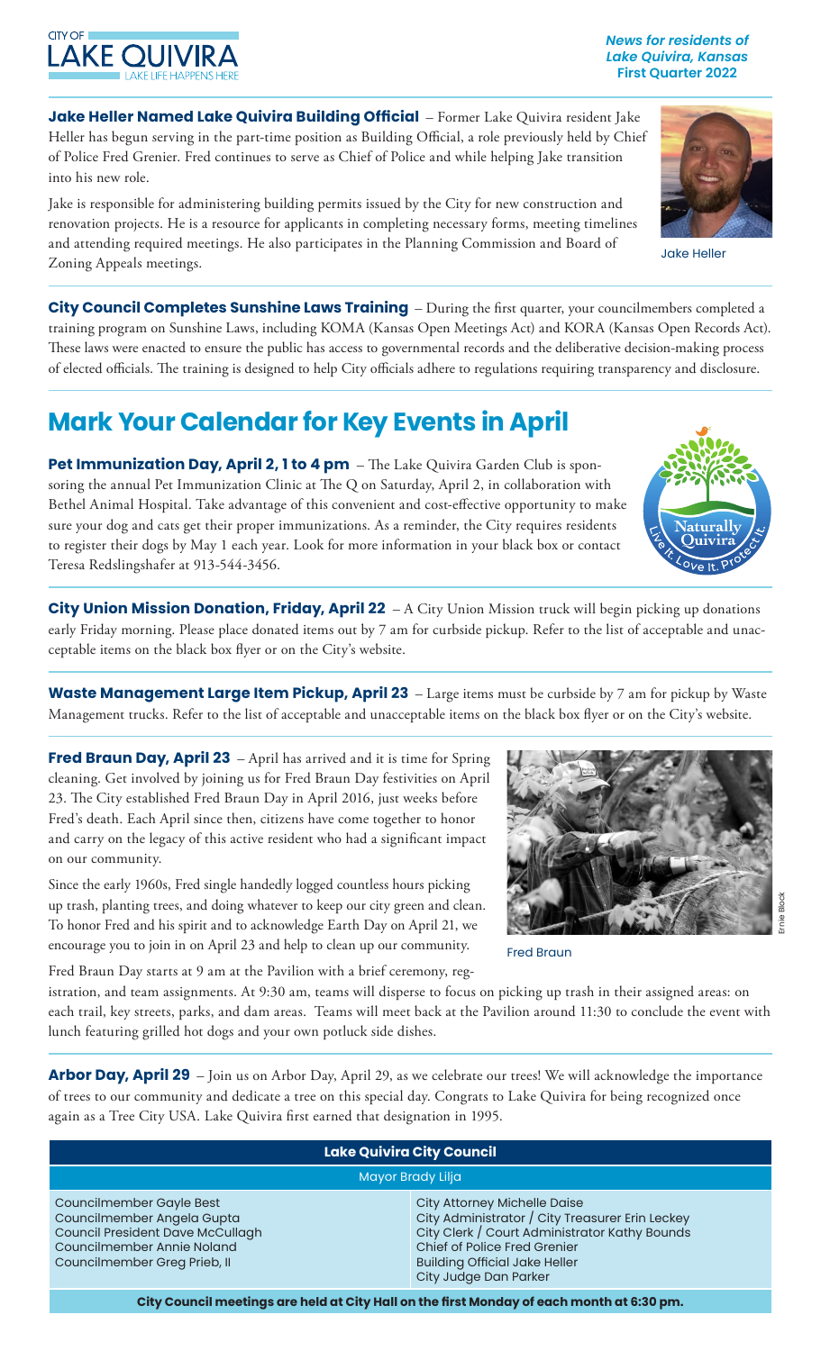CITY OF LAKE QUIVIRA
LAKE LIFE HAPPENS HERE

*News for residents of Lake Quivira, Kansas*
**First Quarter 2022**

**Jake Heller Named Lake Quivira Building Official** – Former Lake Quivira resident Jake Heller has begun serving in the part-time position as Building Official, a role previously held by Chief of Police Fred Grenier. Fred continues to serve as Chief of Police and while helping Jake transition into his new role.

Jake is responsible for administering building permits issued by the City for new construction and renovation projects. He is a resource for applicants in completing necessary forms, meeting timelines and attending required meetings. He also participates in the Planning Commission and Board of Zoning Appeals meetings.

Jake Heller

**City Council Completes Sunshine Laws Training** – During the first quarter, your councilmembers completed a training program on Sunshine Laws, including KOMA (Kansas Open Meetings Act) and KORA (Kansas Open Records Act). These laws were enacted to ensure the public has access to governmental records and the deliberative decision-making process of elected officials. The training is designed to help City officials adhere to regulations requiring transparency and disclosure.

# Mark Your Calendar for Key Events in April

**Pet Immunization Day, April 2, 1 to 4 pm** – The Lake Quivira Garden Club is sponsoring the annual Pet Immunization Clinic at The Q on Saturday, April 2, in collaboration with Bethel Animal Hospital. Take advantage of this convenient and cost-effective opportunity to make sure your dog and cats get their proper immunizations. As a reminder, the City requires residents to register their dogs by May 1 each year. Look for more information in your black box or contact Teresa Redslingshafer at 913-544-3456.

Naturally Quivira — Live It. Love It. Protect It.

**City Union Mission Donation, Friday, April 22** – A City Union Mission truck will begin picking up donations early Friday morning. Please place donated items out by 7 am for curbside pickup. Refer to the list of acceptable and unacceptable items on the black box flyer or on the City's website.

**Waste Management Large Item Pickup, April 23** – Large items must be curbside by 7 am for pickup by Waste Management trucks. Refer to the list of acceptable and unacceptable items on the black box flyer or on the City's website.

**Fred Braun Day, April 23** – April has arrived and it is time for Spring cleaning. Get involved by joining us for Fred Braun Day festivities on April 23. The City established Fred Braun Day in April 2016, just weeks before Fred's death. Each April since then, citizens have come together to honor and carry on the legacy of this active resident who had a significant impact on our community.

Since the early 1960s, Fred single handedly logged countless hours picking up trash, planting trees, and doing whatever to keep our city green and clean. To honor Fred and his spirit and to acknowledge Earth Day on April 21, we encourage you to join in on April 23 and help to clean up our community.

Fred Braun Day starts at 9 am at the Pavilion with a brief ceremony, registration, and team assignments. At 9:30 am, teams will disperse to focus on picking up trash in their assigned areas: on each trail, key streets, parks, and dam areas. Teams will meet back at the Pavilion around 11:30 to conclude the event with lunch featuring grilled hot dogs and your own potluck side dishes.

Fred Braun

Ernie Block

**Arbor Day, April 29** – Join us on Arbor Day, April 29, as we celebrate our trees! We will acknowledge the importance of trees to our community and dedicate a tree on this special day. Congrats to Lake Quivira for being recognized once again as a Tree City USA. Lake Quivira first earned that designation in 1995.

| Lake Quivira City Council | |
|---|---|
| Mayor Brady Lilja | |
| Councilmember Gayle Best | City Attorney Michelle Daise |
| Councilmember Angela Gupta | City Administrator / City Treasurer Erin Leckey |
| Council President Dave McCullagh | City Clerk / Court Administrator Kathy Bounds |
| Councilmember Annie Noland | Chief of Police Fred Grenier |
| Councilmember Greg Prieb, II | Building Official Jake Heller |
| | City Judge Dan Parker |

**City Council meetings are held at City Hall on the first Monday of each month at 6:30 pm.**